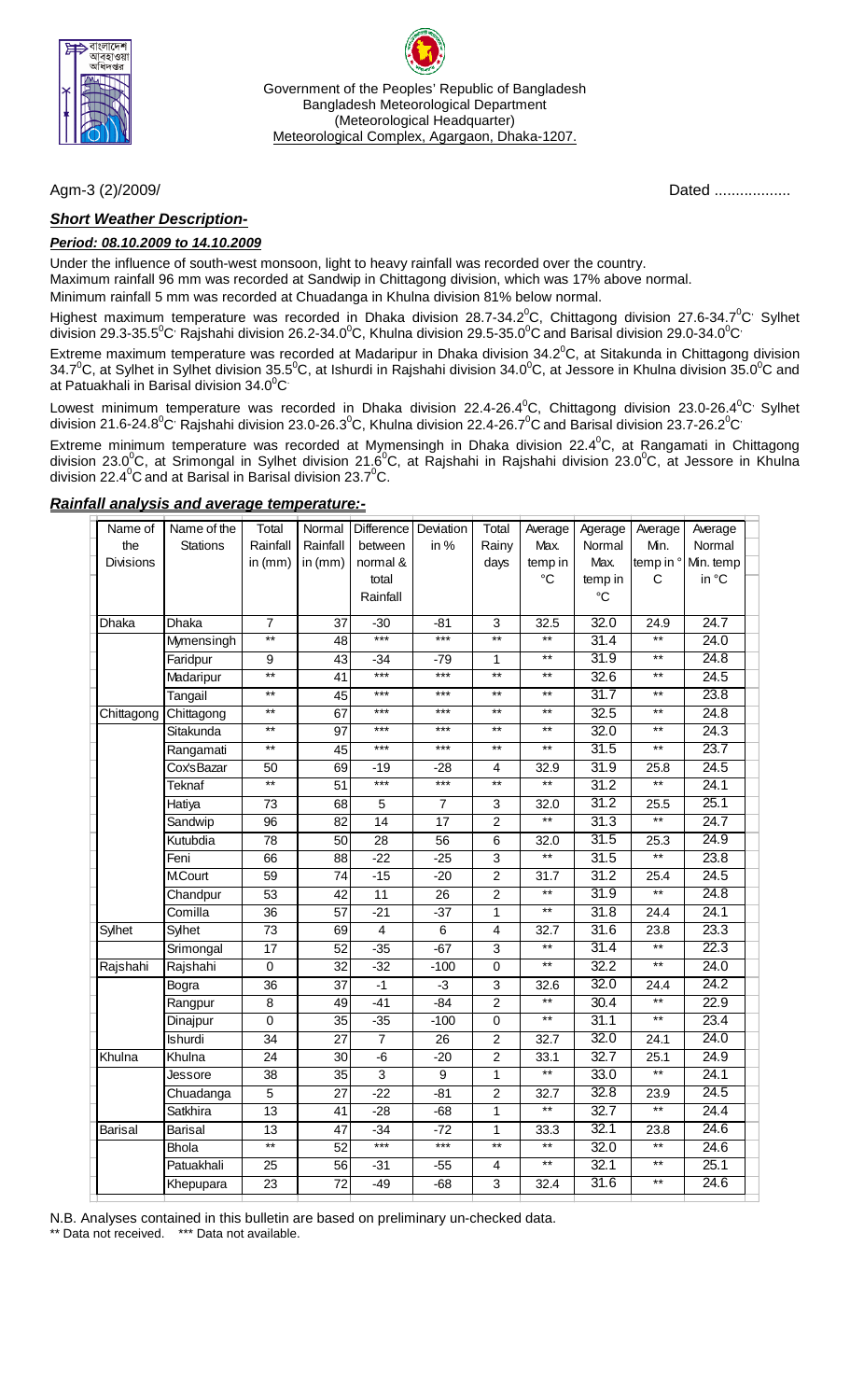Government of the Peoples' Republic of Bangladesh
Bangladesh Meteorological Department
(Meteorological Headquarter)
Meteorological Complex, Agargaon, Dhaka-1207.

Agm-3 (2)/2009/ Dated ..................

## ***Short Weather Description-***

***Period: 08.10.2009 to 14.10.2009***

Under the influence of south-west monsoon, light to heavy rainfall was recorded over the country.
Maximum rainfall 96 mm was recorded at Sandwip in Chittagong division, which was 17% above normal.
Minimum rainfall 5 mm was recorded at Chuadanga in Khulna division 81% below normal.

Highest maximum temperature was recorded in Dhaka division 28.7-34.2$^0$C, Chittagong division 27.6-34.7$^0$C Sylhet division 29.3-35.5$^0$C Rajshahi division 26.2-34.0$^0$C, Khulna division 29.5-35.0$^0$C and Barisal division 29.0-34.0$^0$C

Extreme maximum temperature was recorded at Madaripur in Dhaka division 34.2$^0$C, at Sitakunda in Chittagong division 34.7$^0$C, at Sylhet in Sylhet division 35.5$^0$C, at Ishurdi in Rajshahi division 34.0$^0$C, at Jessore in Khulna division 35.0$^0$C and at Patuakhali in Barisal division 34.0$^0$C

Lowest minimum temperature was recorded in Dhaka division 22.4-26.4$^0$C, Chittagong division 23.0-26.4$^0$C Sylhet division 21.6-24.8$^0$C Rajshahi division 23.0-26.3$^0$C, Khulna division 22.4-26.7$^0$C and Barisal division 23.7-26.2$^0$C

Extreme minimum temperature was recorded at Mymensingh in Dhaka division 22.4$^0$C, at Rangamati in Chittagong division 23.0$^0$C, at Srimongal in Sylhet division 21.6$^0$C, at Rajshahi in Rajshahi division 23.0$^0$C, at Jessore in Khulna division 22.4$^0$C and at Barisal in Barisal division 23.7$^0$C.

## ***Rainfall analysis and average temperature:-***

| Name of the Divisions | Name of the Stations | Total Rainfall in (mm) | Normal Rainfall in (mm) | Difference between normal & total Rainfall | Deviation in % | Total Rainy days | Average Max. temp in °C | Agerage Normal Max. temp in °C | Average Min. temp in ° C | Average Normal Min. temp in °C |
|---|---|---|---|---|---|---|---|---|---|---|
| Dhaka | Dhaka | 7 | 37 | -30 | -81 | 3 | 32.5 | 32.0 | 24.9 | 24.7 |
| | Mymensingh | ** | 48 | *** | *** | ** | ** | 31.4 | ** | 24.0 |
| | Faridpur | 9 | 43 | -34 | -79 | 1 | ** | 31.9 | ** | 24.8 |
| | Madaripur | ** | 41 | *** | *** | ** | ** | 32.6 | ** | 24.5 |
| | Tangail | ** | 45 | *** | *** | ** | ** | 31.7 | ** | 23.8 |
| Chittagong | Chittagong | ** | 67 | *** | *** | ** | ** | 32.5 | ** | 24.8 |
| | Sitakunda | ** | 97 | *** | *** | ** | ** | 32.0 | ** | 24.3 |
| | Rangamati | ** | 45 | *** | *** | ** | ** | 31.5 | ** | 23.7 |
| | Cox'sBazar | 50 | 69 | -19 | -28 | 4 | 32.9 | 31.9 | 25.8 | 24.5 |
| | Teknaf | ** | 51 | *** | *** | ** | ** | 31.2 | ** | 24.1 |
| | Hatiya | 73 | 68 | 5 | 7 | 3 | 32.0 | 31.2 | 25.5 | 25.1 |
| | Sandwip | 96 | 82 | 14 | 17 | 2 | ** | 31.3 | ** | 24.7 |
| | Kutubdia | 78 | 50 | 28 | 56 | 6 | 32.0 | 31.5 | 25.3 | 24.9 |
| | Feni | 66 | 88 | -22 | -25 | 3 | ** | 31.5 | ** | 23.8 |
| | M.Court | 59 | 74 | -15 | -20 | 2 | 31.7 | 31.2 | 25.4 | 24.5 |
| | Chandpur | 53 | 42 | 11 | 26 | 2 | ** | 31.9 | ** | 24.8 |
| | Comilla | 36 | 57 | -21 | -37 | 1 | ** | 31.8 | 24.4 | 24.1 |
| Sylhet | Sylhet | 73 | 69 | 4 | 6 | 4 | 32.7 | 31.6 | 23.8 | 23.3 |
| | Srimongal | 17 | 52 | -35 | -67 | 3 | ** | 31.4 | ** | 22.3 |
| Rajshahi | Rajshahi | 0 | 32 | -32 | -100 | 0 | ** | 32.2 | ** | 24.0 |
| | Bogra | 36 | 37 | -1 | -3 | 3 | 32.6 | 32.0 | 24.4 | 24.2 |
| | Rangpur | 8 | 49 | -41 | -84 | 2 | ** | 30.4 | ** | 22.9 |
| | Dinajpur | 0 | 35 | -35 | -100 | 0 | ** | 31.1 | ** | 23.4 |
| | Ishurdi | 34 | 27 | 7 | 26 | 2 | 32.7 | 32.0 | 24.1 | 24.0 |
| Khulna | Khulna | 24 | 30 | -6 | -20 | 2 | 33.1 | 32.7 | 25.1 | 24.9 |
| | Jessore | 38 | 35 | 3 | 9 | 1 | ** | 33.0 | ** | 24.1 |
| | Chuadanga | 5 | 27 | -22 | -81 | 2 | 32.7 | 32.8 | 23.9 | 24.5 |
| | Satkhira | 13 | 41 | -28 | -68 | 1 | ** | 32.7 | ** | 24.4 |
| Barisal | Barisal | 13 | 47 | -34 | -72 | 1 | 33.3 | 32.1 | 23.8 | 24.6 |
| | Bhola | ** | 52 | *** | *** | ** | ** | 32.0 | ** | 24.6 |
| | Patuakhali | 25 | 56 | -31 | -55 | 4 | ** | 32.1 | ** | 25.1 |
| | Khepupara | 23 | 72 | -49 | -68 | 3 | 32.4 | 31.6 | ** | 24.6 |

N.B. Analyses contained in this bulletin are based on preliminary un-checked data.
** Data not received. *** Data not available.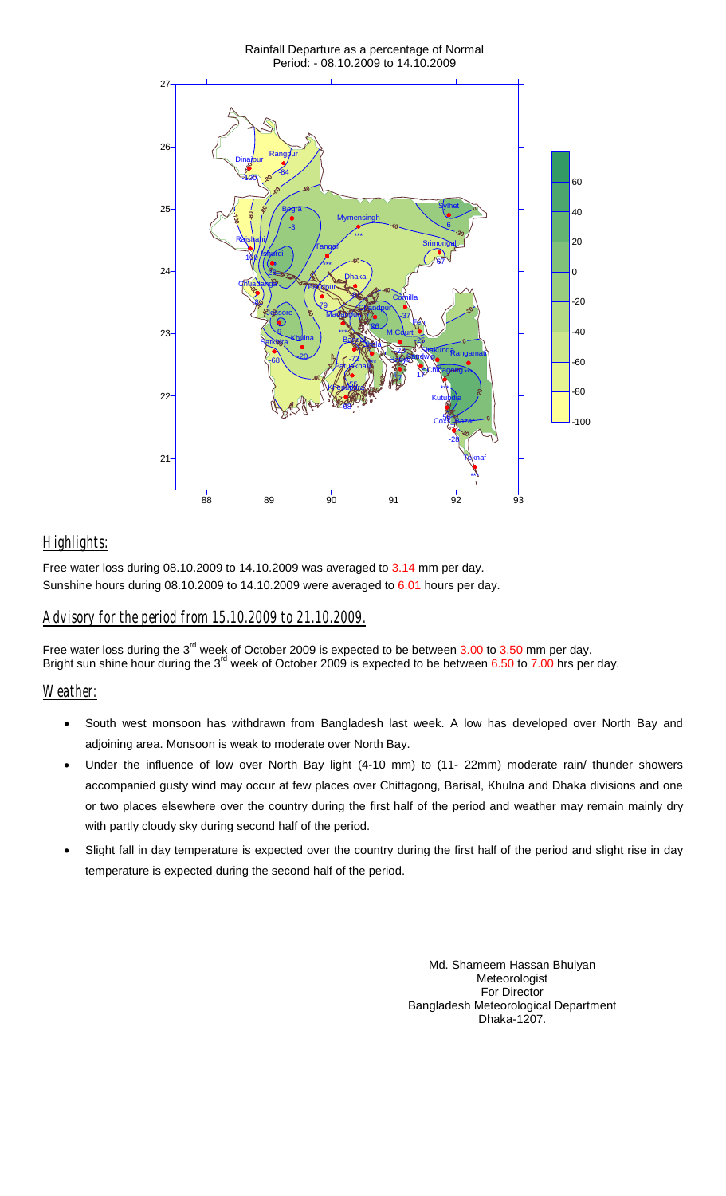Rainfall Departure as a percentage of Normal
Period: - 08.10.2009 to 14.10.2009

## Highlights:

Free water loss during 08.10.2009 to 14.10.2009 was averaged to 3.14 mm per day.
Sunshine hours during 08.10.2009 to 14.10.2009 were averaged to 6.01 hours per day.

## Advisory for the period from 15.10.2009 to 21.10.2009.

Free water loss during the 3rd week of October 2009 is expected to be between 3.00 to 3.50 mm per day.
Bright sun shine hour during the 3rd week of October 2009 is expected to be between 6.50 to 7.00 hrs per day.

## Weather:

- South west monsoon has withdrawn from Bangladesh last week. A low has developed over North Bay and adjoining area. Monsoon is weak to moderate over North Bay.
- Under the influence of low over North Bay light (4-10 mm) to (11- 22mm) moderate rain/ thunder showers accompanied gusty wind may occur at few places over Chittagong, Barisal, Khulna and Dhaka divisions and one or two places elsewhere over the country during the first half of the period and weather may remain mainly dry with partly cloudy sky during second half of the period.
- Slight fall in day temperature is expected over the country during the first half of the period and slight rise in day temperature is expected during the second half of the period.

Md. Shameem Hassan Bhuiyan
Meteorologist
For Director
Bangladesh Meteorological Department
Dhaka-1207.